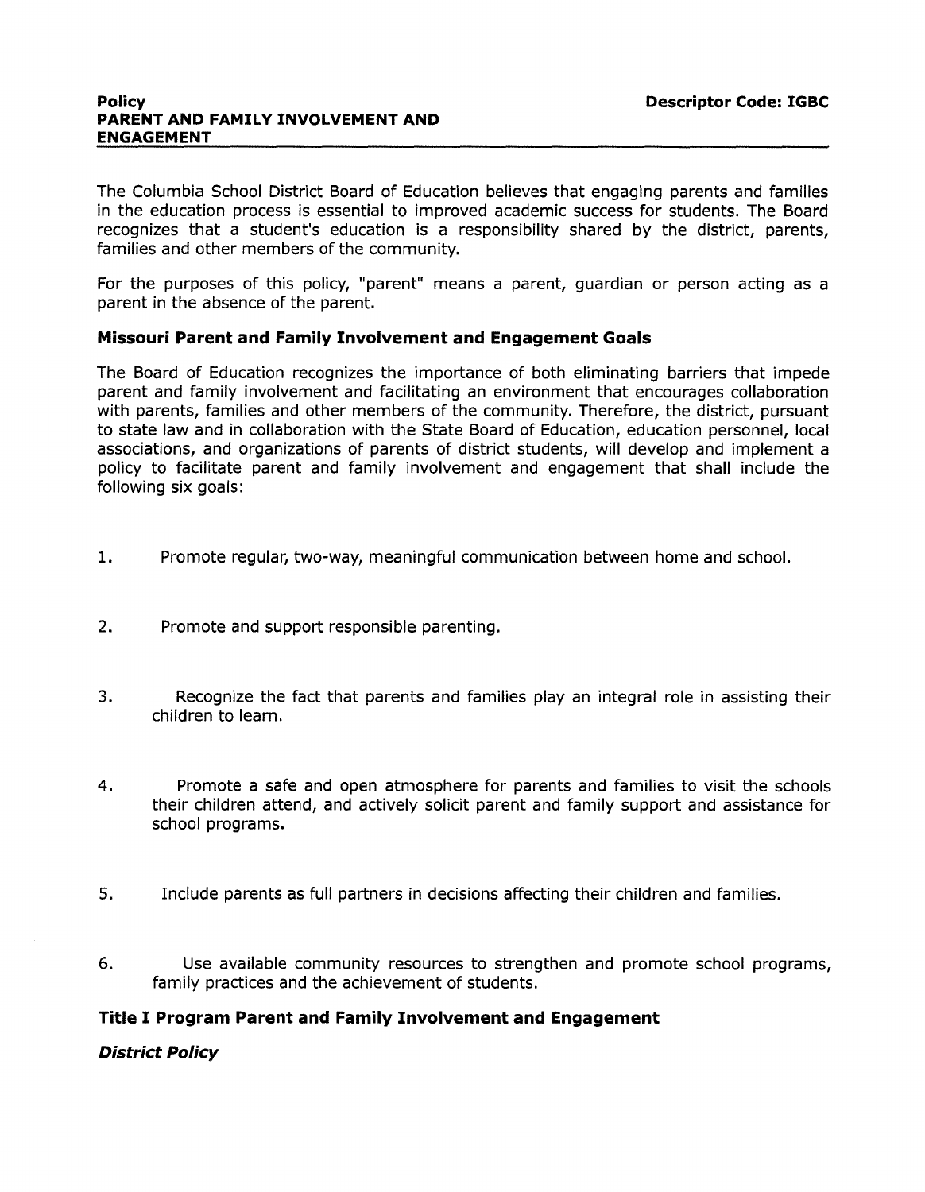**Policy**
**PARENT AND FAMILY INVOLVEMENT AND ENGAGEMENT**

**Descriptor Code: IGBC**

The Columbia School District Board of Education believes that engaging parents and families in the education process is essential to improved academic success for students. The Board recognizes that a student's education is a responsibility shared by the district, parents, families and other members of the community.

For the purposes of this policy, "parent" means a parent, guardian or person acting as a parent in the absence of the parent.

### Missouri Parent and Family Involvement and Engagement Goals

The Board of Education recognizes the importance of both eliminating barriers that impede parent and family involvement and facilitating an environment that encourages collaboration with parents, families and other members of the community. Therefore, the district, pursuant to state law and in collaboration with the State Board of Education, education personnel, local associations, and organizations of parents of district students, will develop and implement a policy to facilitate parent and family involvement and engagement that shall include the following six goals:

1. Promote regular, two-way, meaningful communication between home and school.
2. Promote and support responsible parenting.
3. Recognize the fact that parents and families play an integral role in assisting their children to learn.
4. Promote a safe and open atmosphere for parents and families to visit the schools their children attend, and actively solicit parent and family support and assistance for school programs.
5. Include parents as full partners in decisions affecting their children and families.
6. Use available community resources to strengthen and promote school programs, family practices and the achievement of students.

### Title I Program Parent and Family Involvement and Engagement

***District Policy***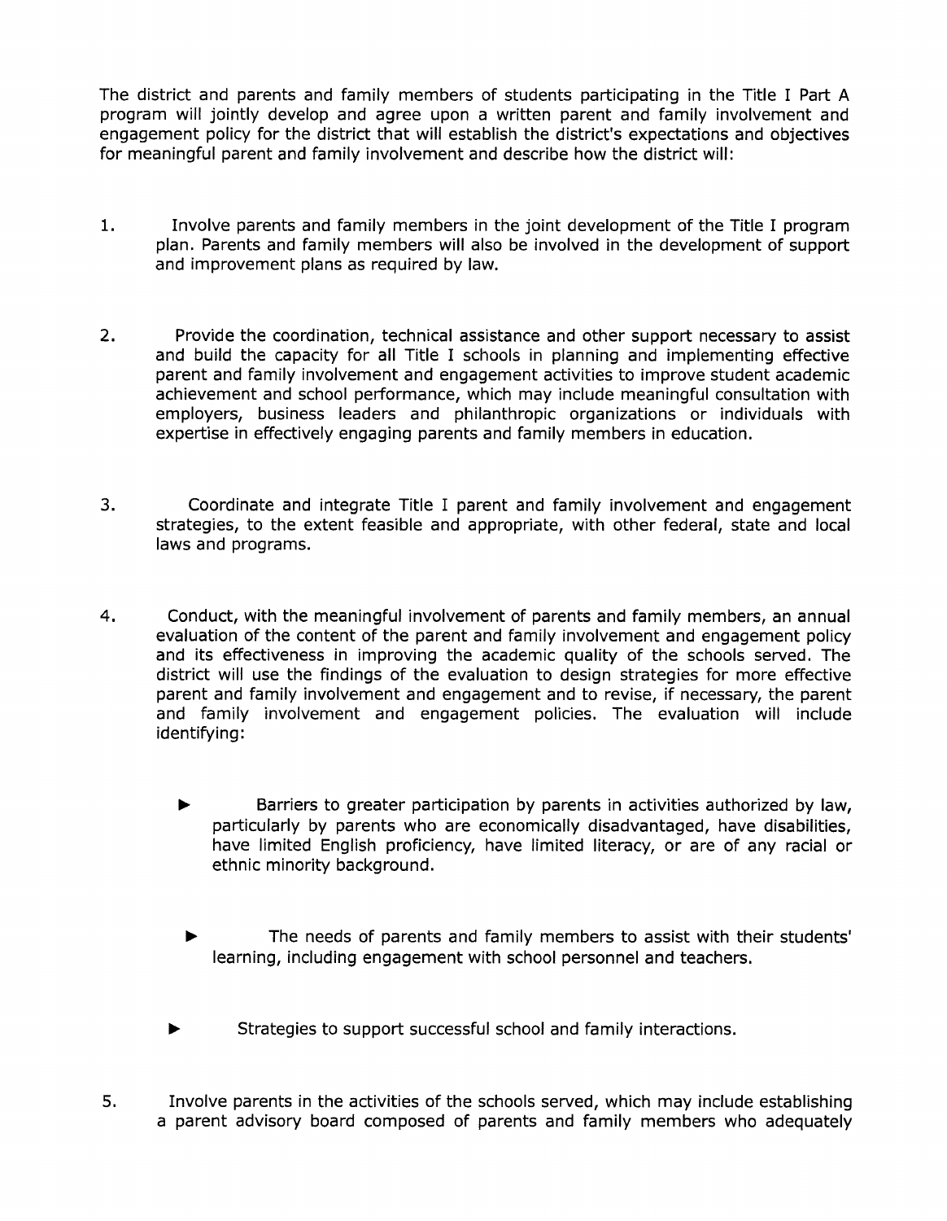The district and parents and family members of students participating in the Title I Part A program will jointly develop and agree upon a written parent and family involvement and engagement policy for the district that will establish the district's expectations and objectives for meaningful parent and family involvement and describe how the district will:

1. Involve parents and family members in the joint development of the Title I program plan. Parents and family members will also be involved in the development of support and improvement plans as required by law.

2. Provide the coordination, technical assistance and other support necessary to assist and build the capacity for all Title I schools in planning and implementing effective parent and family involvement and engagement activities to improve student academic achievement and school performance, which may include meaningful consultation with employers, business leaders and philanthropic organizations or individuals with expertise in effectively engaging parents and family members in education.

3. Coordinate and integrate Title I parent and family involvement and engagement strategies, to the extent feasible and appropriate, with other federal, state and local laws and programs.

4. Conduct, with the meaningful involvement of parents and family members, an annual evaluation of the content of the parent and family involvement and engagement policy and its effectiveness in improving the academic quality of the schools served. The district will use the findings of the evaluation to design strategies for more effective parent and family involvement and engagement and to revise, if necessary, the parent and family involvement and engagement policies. The evaluation will include identifying:

   - Barriers to greater participation by parents in activities authorized by law, particularly by parents who are economically disadvantaged, have disabilities, have limited English proficiency, have limited literacy, or are of any racial or ethnic minority background.

   - The needs of parents and family members to assist with their students' learning, including engagement with school personnel and teachers.

   - Strategies to support successful school and family interactions.

5. Involve parents in the activities of the schools served, which may include establishing a parent advisory board composed of parents and family members who adequately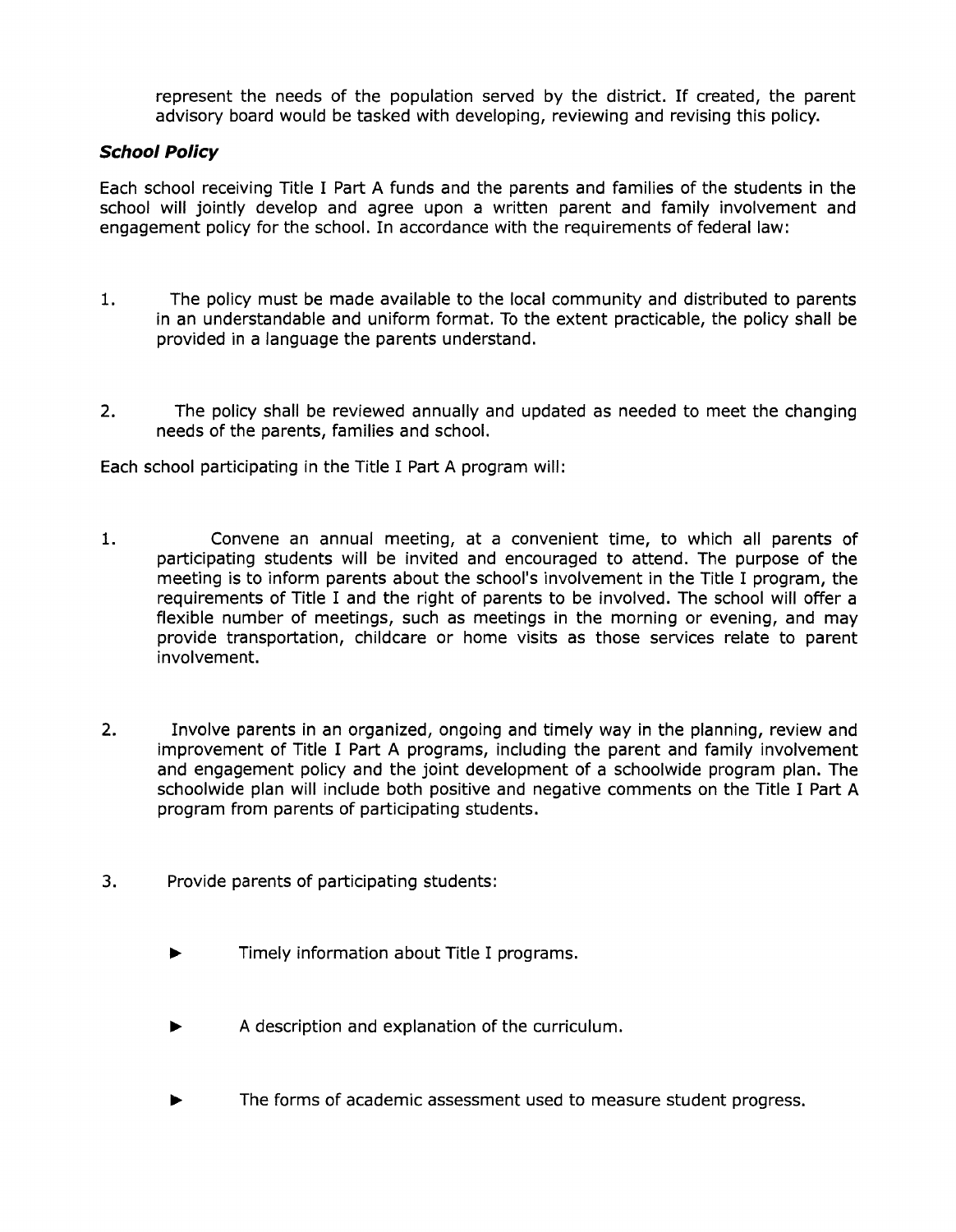represent the needs of the population served by the district. If created, the parent advisory board would be tasked with developing, reviewing and revising this policy.

### *School Policy*

Each school receiving Title I Part A funds and the parents and families of the students in the school will jointly develop and agree upon a written parent and family involvement and engagement policy for the school. In accordance with the requirements of federal law:

1. The policy must be made available to the local community and distributed to parents in an understandable and uniform format. To the extent practicable, the policy shall be provided in a language the parents understand.

2. The policy shall be reviewed annually and updated as needed to meet the changing needs of the parents, families and school.

Each school participating in the Title I Part A program will:

1. Convene an annual meeting, at a convenient time, to which all parents of participating students will be invited and encouraged to attend. The purpose of the meeting is to inform parents about the school's involvement in the Title I program, the requirements of Title I and the right of parents to be involved. The school will offer a flexible number of meetings, such as meetings in the morning or evening, and may provide transportation, childcare or home visits as those services relate to parent involvement.

2. Involve parents in an organized, ongoing and timely way in the planning, review and improvement of Title I Part A programs, including the parent and family involvement and engagement policy and the joint development of a schoolwide program plan. The schoolwide plan will include both positive and negative comments on the Title I Part A program from parents of participating students.

3. Provide parents of participating students:

   - Timely information about Title I programs.

   - A description and explanation of the curriculum.

   - The forms of academic assessment used to measure student progress.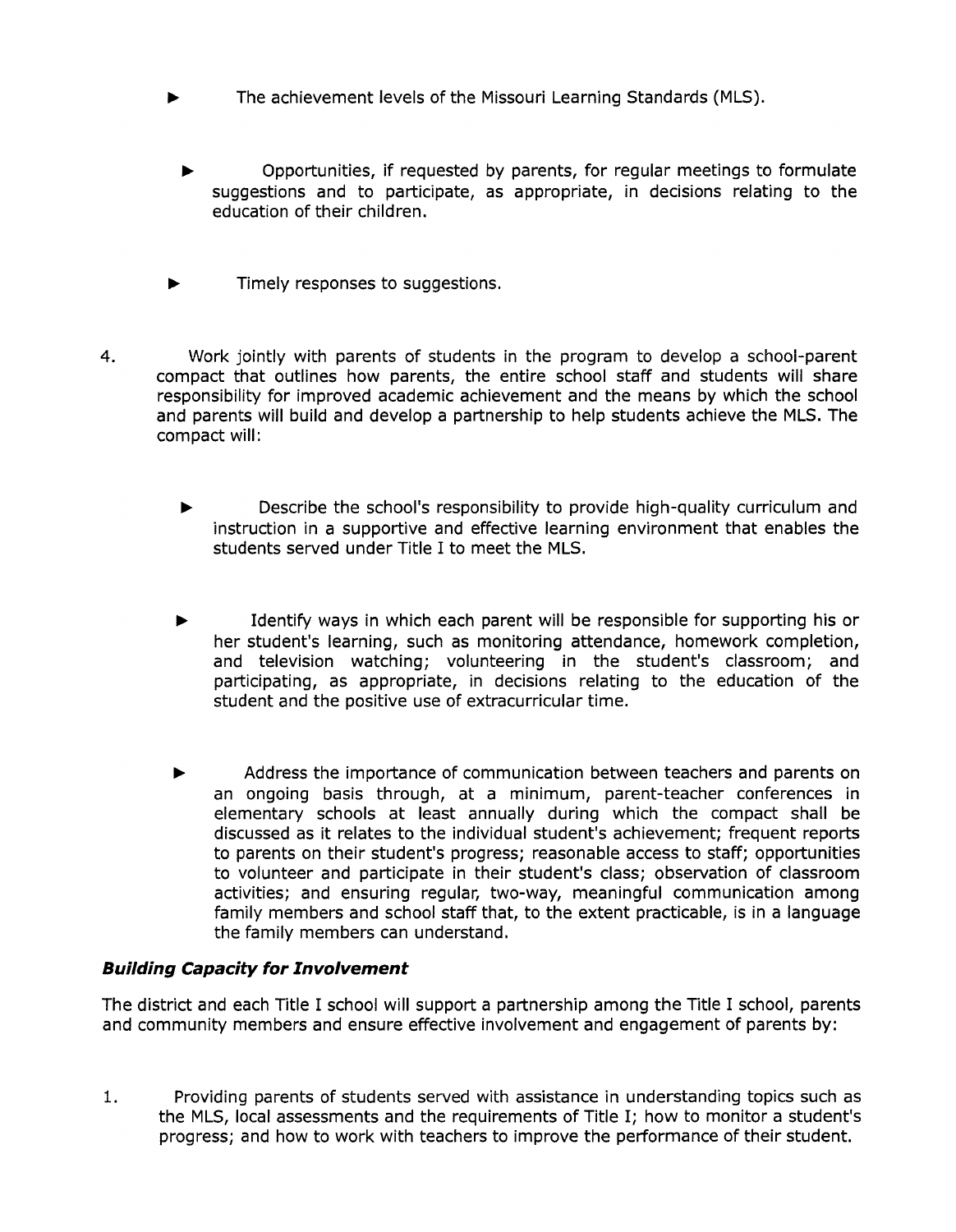- The achievement levels of the Missouri Learning Standards (MLS).

- Opportunities, if requested by parents, for regular meetings to formulate suggestions and to participate, as appropriate, in decisions relating to the education of their children.

- Timely responses to suggestions.

4. Work jointly with parents of students in the program to develop a school-parent compact that outlines how parents, the entire school staff and students will share responsibility for improved academic achievement and the means by which the school and parents will build and develop a partnership to help students achieve the MLS. The compact will:

   - Describe the school's responsibility to provide high-quality curriculum and instruction in a supportive and effective learning environment that enables the students served under Title I to meet the MLS.

   - Identify ways in which each parent will be responsible for supporting his or her student's learning, such as monitoring attendance, homework completion, and television watching; volunteering in the student's classroom; and participating, as appropriate, in decisions relating to the education of the student and the positive use of extracurricular time.

   - Address the importance of communication between teachers and parents on an ongoing basis through, at a minimum, parent-teacher conferences in elementary schools at least annually during which the compact shall be discussed as it relates to the individual student's achievement; frequent reports to parents on their student's progress; reasonable access to staff; opportunities to volunteer and participate in their student's class; observation of classroom activities; and ensuring regular, two-way, meaningful communication among family members and school staff that, to the extent practicable, is in a language the family members can understand.

### *Building Capacity for Involvement*

The district and each Title I school will support a partnership among the Title I school, parents and community members and ensure effective involvement and engagement of parents by:

1. Providing parents of students served with assistance in understanding topics such as the MLS, local assessments and the requirements of Title I; how to monitor a student's progress; and how to work with teachers to improve the performance of their student.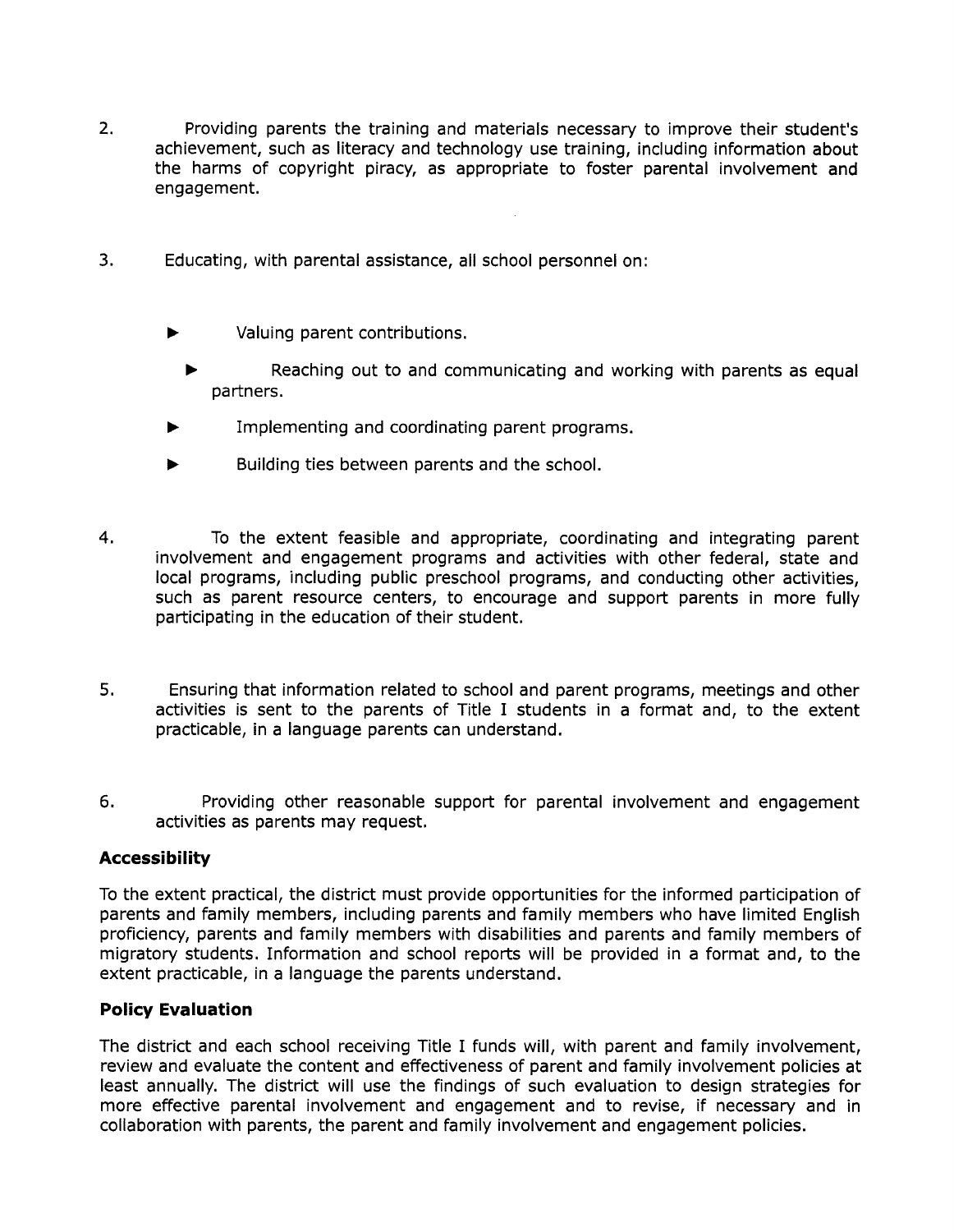2. Providing parents the training and materials necessary to improve their student's achievement, such as literacy and technology use training, including information about the harms of copyright piracy, as appropriate to foster parental involvement and engagement.

3. Educating, with parental assistance, all school personnel on:

   - Valuing parent contributions.
   - Reaching out to and communicating and working with parents as equal partners.
   - Implementing and coordinating parent programs.
   - Building ties between parents and the school.

4. To the extent feasible and appropriate, coordinating and integrating parent involvement and engagement programs and activities with other federal, state and local programs, including public preschool programs, and conducting other activities, such as parent resource centers, to encourage and support parents in more fully participating in the education of their student.

5. Ensuring that information related to school and parent programs, meetings and other activities is sent to the parents of Title I students in a format and, to the extent practicable, in a language parents can understand.

6. Providing other reasonable support for parental involvement and engagement activities as parents may request.

**Accessibility**

To the extent practical, the district must provide opportunities for the informed participation of parents and family members, including parents and family members who have limited English proficiency, parents and family members with disabilities and parents and family members of migratory students. Information and school reports will be provided in a format and, to the extent practicable, in a language the parents understand.

**Policy Evaluation**

The district and each school receiving Title I funds will, with parent and family involvement, review and evaluate the content and effectiveness of parent and family involvement policies at least annually. The district will use the findings of such evaluation to design strategies for more effective parental involvement and engagement and to revise, if necessary and in collaboration with parents, the parent and family involvement and engagement policies.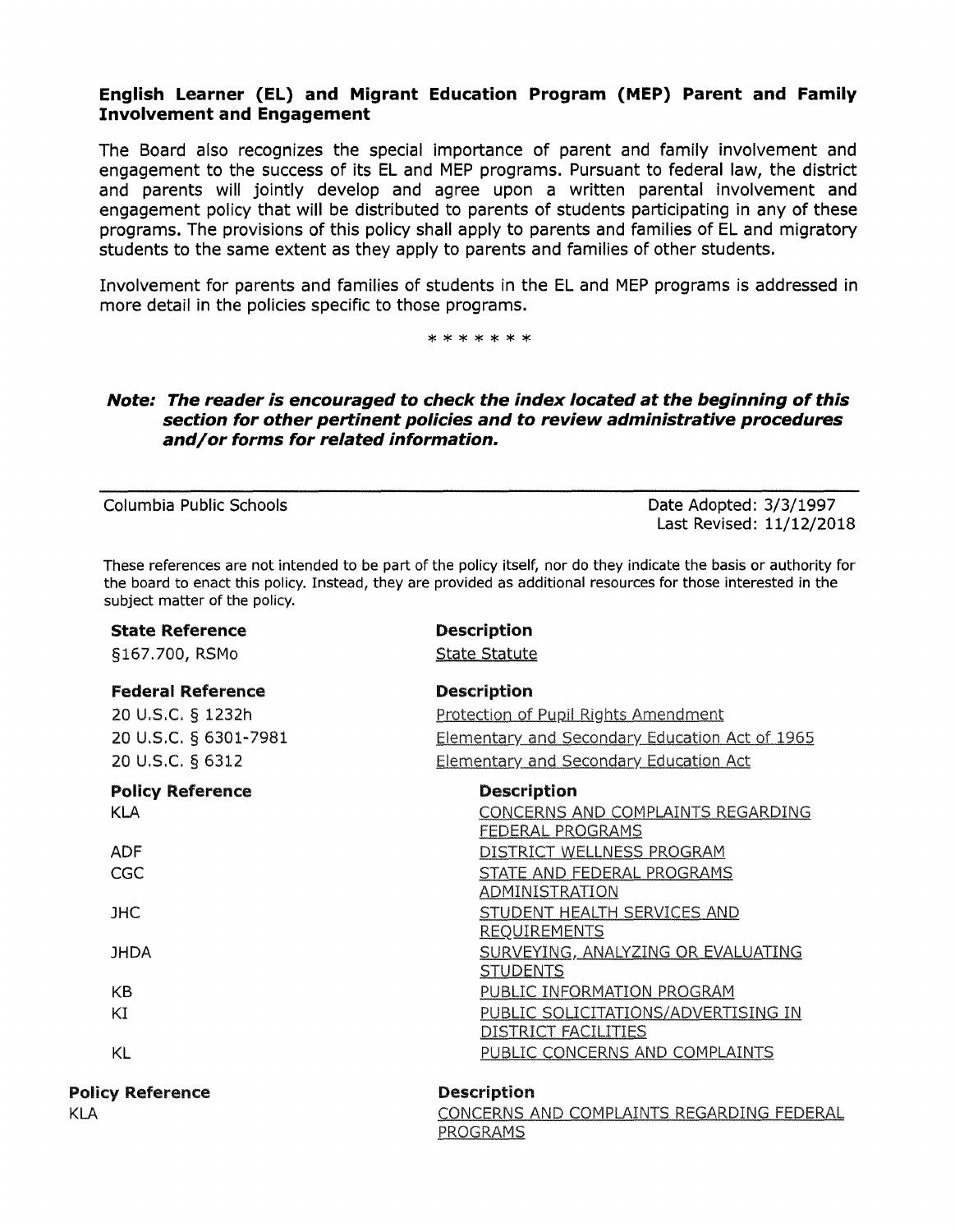### English Learner (EL) and Migrant Education Program (MEP) Parent and Family Involvement and Engagement

The Board also recognizes the special importance of parent and family involvement and engagement to the success of its EL and MEP programs. Pursuant to federal law, the district and parents will jointly develop and agree upon a written parental involvement and engagement policy that will be distributed to parents of students participating in any of these programs. The provisions of this policy shall apply to parents and families of EL and migratory students to the same extent as they apply to parents and families of other students.

Involvement for parents and families of students in the EL and MEP programs is addressed in more detail in the policies specific to those programs.

\* \* \* \* \* \* \*

***Note: The reader is encouraged to check the index located at the beginning of this section for other pertinent policies and to review administrative procedures and/or forms for related information.***

---

Columbia Public Schools

Date Adopted: 3/3/1997
Last Revised: 11/12/2018

These references are not intended to be part of the policy itself, nor do they indicate the basis or authority for the board to enact this policy. Instead, they are provided as additional resources for those interested in the subject matter of the policy.

| State Reference | Description |
| --- | --- |
| §167.700, RSMo | State Statute |

| Federal Reference | Description |
| --- | --- |
| 20 U.S.C. § 1232h | Protection of Pupil Rights Amendment |
| 20 U.S.C. § 6301-7981 | Elementary and Secondary Education Act of 1965 |
| 20 U.S.C. § 6312 | Elementary and Secondary Education Act |

| Policy Reference | Description |
| --- | --- |
| KLA | CONCERNS AND COMPLAINTS REGARDING FEDERAL PROGRAMS |
| ADF | DISTRICT WELLNESS PROGRAM |
| CGC | STATE AND FEDERAL PROGRAMS ADMINISTRATION |
| JHC | STUDENT HEALTH SERVICES AND REQUIREMENTS |
| JHDA | SURVEYING, ANALYZING OR EVALUATING STUDENTS |
| KB | PUBLIC INFORMATION PROGRAM |
| KI | PUBLIC SOLICITATIONS/ADVERTISING IN DISTRICT FACILITIES |
| KL | PUBLIC CONCERNS AND COMPLAINTS |

| Policy Reference | Description |
| --- | --- |
| KLA | CONCERNS AND COMPLAINTS REGARDING FEDERAL PROGRAMS |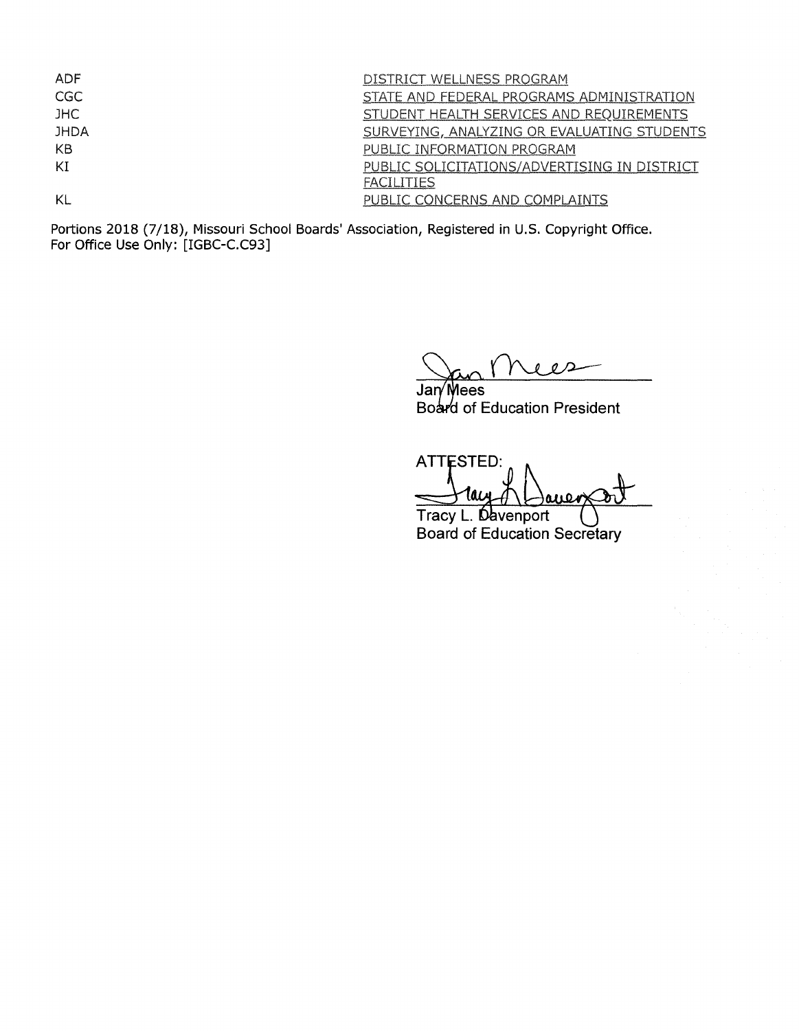| | |
|---|---|
| ADF | DISTRICT WELLNESS PROGRAM |
| CGC | STATE AND FEDERAL PROGRAMS ADMINISTRATION |
| JHC | STUDENT HEALTH SERVICES AND REQUIREMENTS |
| JHDA | SURVEYING, ANALYZING OR EVALUATING STUDENTS |
| KB | PUBLIC INFORMATION PROGRAM |
| KI | PUBLIC SOLICITATIONS/ADVERTISING IN DISTRICT FACILITIES |
| KL | PUBLIC CONCERNS AND COMPLAINTS |

Portions 2018 (7/18), Missouri School Boards' Association, Registered in U.S. Copyright Office.
For Office Use Only: [IGBC-C.C93]

Jan Mees
Board of Education President

ATTESTED:

Tracy L. Davenport
Board of Education Secretary